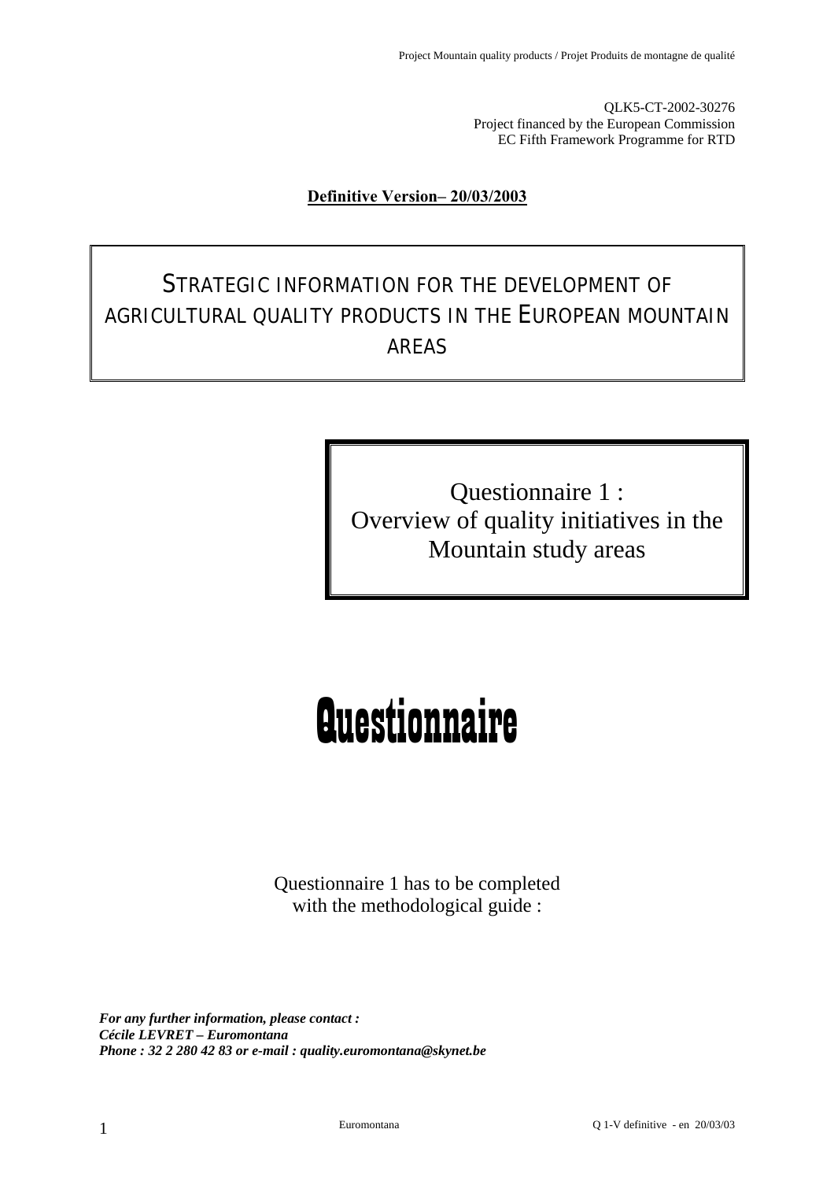QLK5-CT-2002-30276
Project financed by the European Commission
EC Fifth Framework Programme for RTD

**Definitive Version– 20/03/2003**

# STRATEGIC INFORMATION FOR THE DEVELOPMENT OF AGRICULTURAL QUALITY PRODUCTS IN THE EUROPEAN MOUNTAIN AREAS

## Questionnaire 1 : Overview of quality initiatives in the Mountain study areas

# Questionnaire

Questionnaire 1 has to be completed with the methodological guide :

***For any further information, please contact :***
***Cécile LEVRET – Euromontana***
***Phone : 32 2 280 42 83 or e-mail : quality.euromontana@skynet.be***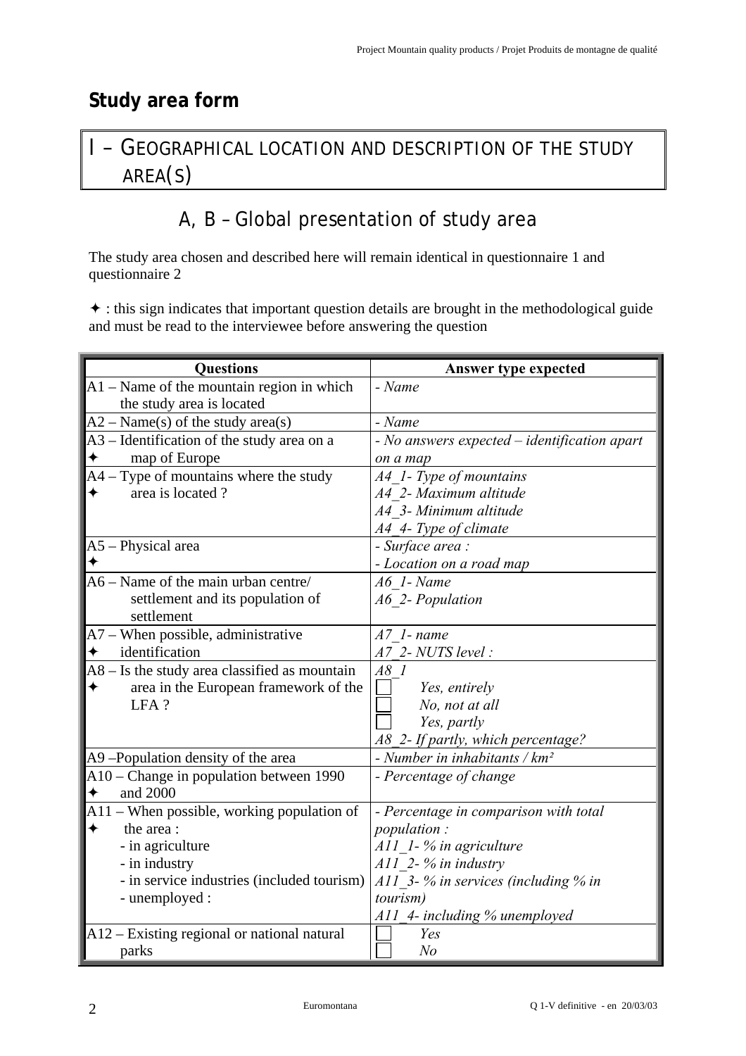## Study area form

# I – GEOGRAPHICAL LOCATION AND DESCRIPTION OF THE STUDY AREA(S)

### A, B – Global presentation of study area

The study area chosen and described here will remain identical in questionnaire 1 and questionnaire 2

✦ : this sign indicates that important question details are brought in the methodological guide and must be read to the interviewee before answering the question

| Questions | Answer type expected |
|---|---|
| A1 – Name of the mountain region in which the study area is located | *- Name* |
| A2 – Name(s) of the study area(s) | *- Name* |
| A3 – Identification of the study area on a map of Europe ✦ | *- No answers expected – identification apart on a map* |
| A4 – Type of mountains where the study area is located ? ✦ | *A4_1- Type of mountains*<br>*A4_2- Maximum altitude*<br>*A4_3- Minimum altitude*<br>*A4_4- Type of climate* |
| A5 – Physical area ✦ | *- Surface area :*<br>*- Location on a road map* |
| A6 – Name of the main urban centre/ settlement and its population of settlement | *A6_1- Name*<br>*A6_2- Population* |
| A7 – When possible, administrative identification ✦ | *A7_1- name*<br>*A7_2- NUTS level :* |
| A8 – Is the study area classified as mountain area in the European framework of the LFA ? ✦ | *A8_1*<br>☐ *Yes, entirely*<br>☐ *No, not at all*<br>☐ *Yes, partly*<br>*A8_2- If partly, which percentage?* |
| A9 –Population density of the area | *- Number in inhabitants / km²* |
| A10 – Change in population between 1990 and 2000 ✦ | *- Percentage of change* |
| A11 – When possible, working population of the area : ✦<br>- in agriculture<br>- in industry<br>- in service industries (included tourism)<br>- unemployed : | *- Percentage in comparison with total population :*<br>*A11_1- % in agriculture*<br>*A11_2- % in industry*<br>*A11_3- % in services (including % in tourism)*<br>*A11_4- including % unemployed* |
| A12 – Existing regional or national natural parks | ☐ *Yes*<br>☐ *No* |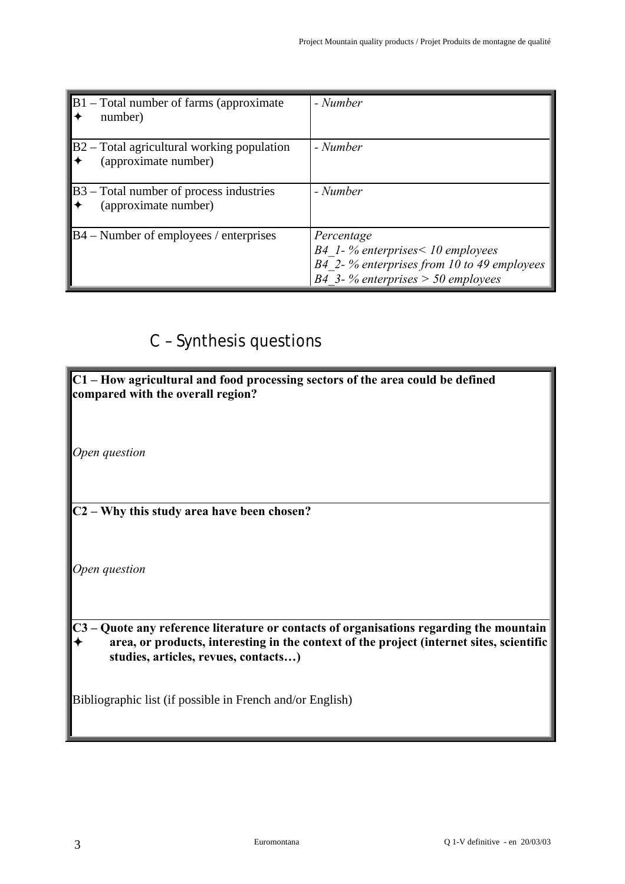| | |
|---|---|
| B1 – Total number of farms (approximate ✦ number) | *- Number* |
| B2 – Total agricultural working population ✦ (approximate number) | *- Number* |
| B3 – Total number of process industries ✦ (approximate number) | *- Number* |
| B4 – Number of employees / enterprises | *Percentage*<br>*B4_1- % enterprises< 10 employees*<br>*B4_2- % enterprises from 10 to 49 employees*<br>*B4_3- % enterprises > 50 employees* |

## C – Synthesis questions

**C1 – How agricultural and food processing sectors of the area could be defined compared with the overall region?**

*Open question*

**C2 – Why this study area have been chosen?**

*Open question*

**C3 – Quote any reference literature or contacts of organisations regarding the mountain ✦ area, or products, interesting in the context of the project (internet sites, scientific studies, articles, revues, contacts…)**

Bibliographic list (if possible in French and/or English)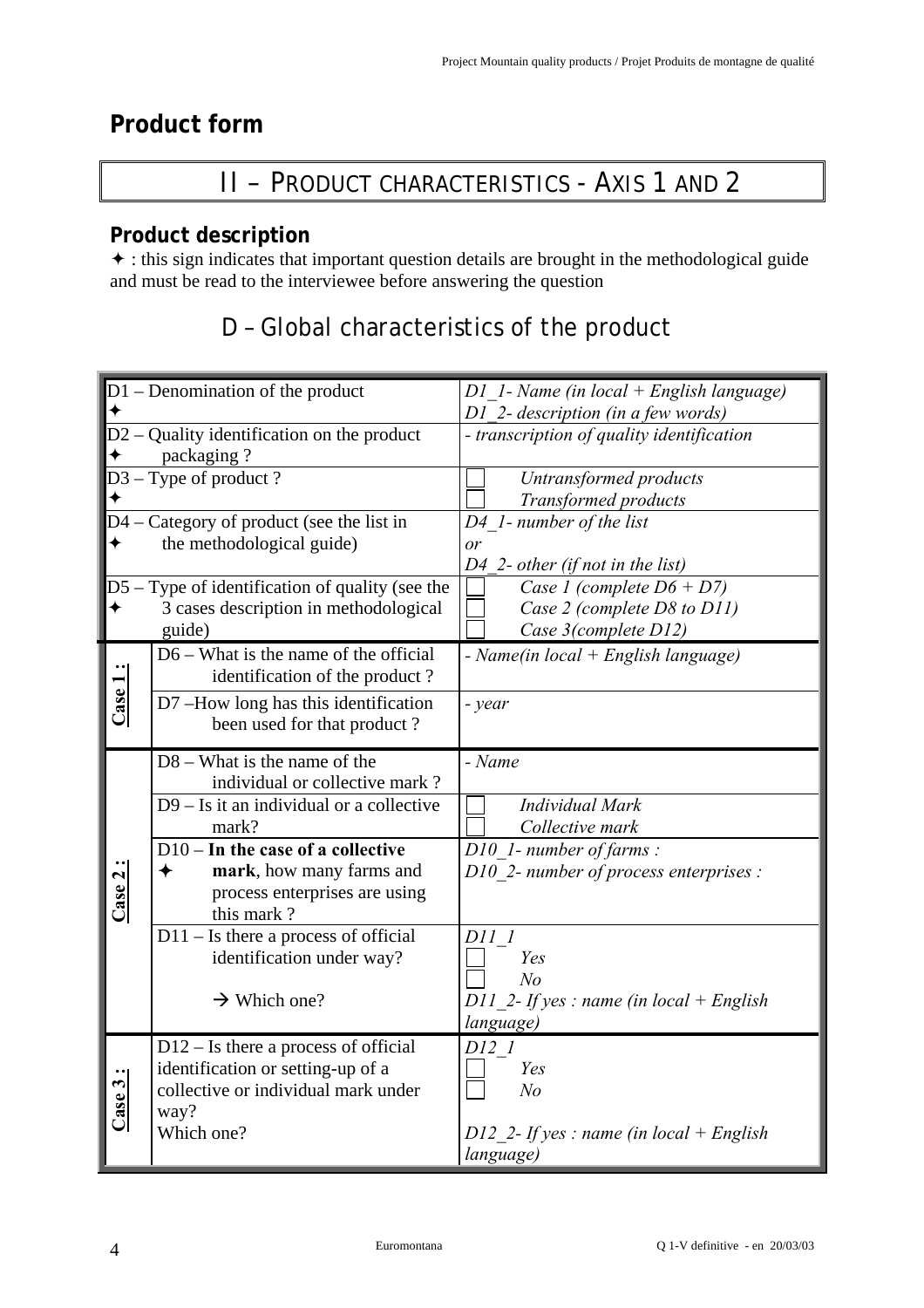# Product form

## II – PRODUCT CHARACTERISTICS - AXIS 1 AND 2

### Product description

✦ : this sign indicates that important question details are brought in the methodological guide and must be read to the interviewee before answering the question

## D – Global characteristics of the product

| | Question | Answer |
|---|---|---|
| | D1 – Denomination of the product ✦ | *D1_1- Name (in local + English language)*<br>*D1_2- description (in a few words)* |
| | D2 – Quality identification on the product packaging ? ✦ | *- transcription of quality identification* |
| | D3 – Type of product ? ✦ | ☐ *Untransformed products*<br>☐ *Transformed products* |
| | D4 – Category of product (see the list in the methodological guide) ✦ | *D4_1- number of the list*<br>*or*<br>*D4_2- other (if not in the list)* |
| | D5 – Type of identification of quality (see the 3 cases description in methodological guide) ✦ | ☐ *Case 1 (complete D6 + D7)*<br>☐ *Case 2 (complete D8 to D11)*<br>☐ *Case 3(complete D12)* |
| **Case 1 :** | D6 – What is the name of the official identification of the product ? | *- Name(in local + English language)* |
| | D7 –How long has this identification been used for that product ? | *- year* |
| **Case 2 :** | D8 – What is the name of the individual or collective mark ? | *- Name* |
| | D9 – Is it an individual or a collective mark? | ☐ *Individual Mark*<br>☐ *Collective mark* |
| | D10 – **In the case of a collective mark**, how many farms and process enterprises are using this mark ? ✦ | *D10_1- number of farms :*<br>*D10_2- number of process enterprises :* |
| | D11 – Is there a process of official identification under way?<br><br>→ Which one? | *D11_1*<br>☐ *Yes*<br>☐ *No*<br>*D11_2- If yes : name (in local + English language)* |
| **Case 3 :** | D12 – Is there a process of official identification or setting-up of a collective or individual mark under way?<br>Which one? | *D12_1*<br>☐ *Yes*<br>☐ *No*<br><br>*D12_2- If yes : name (in local + English language)* |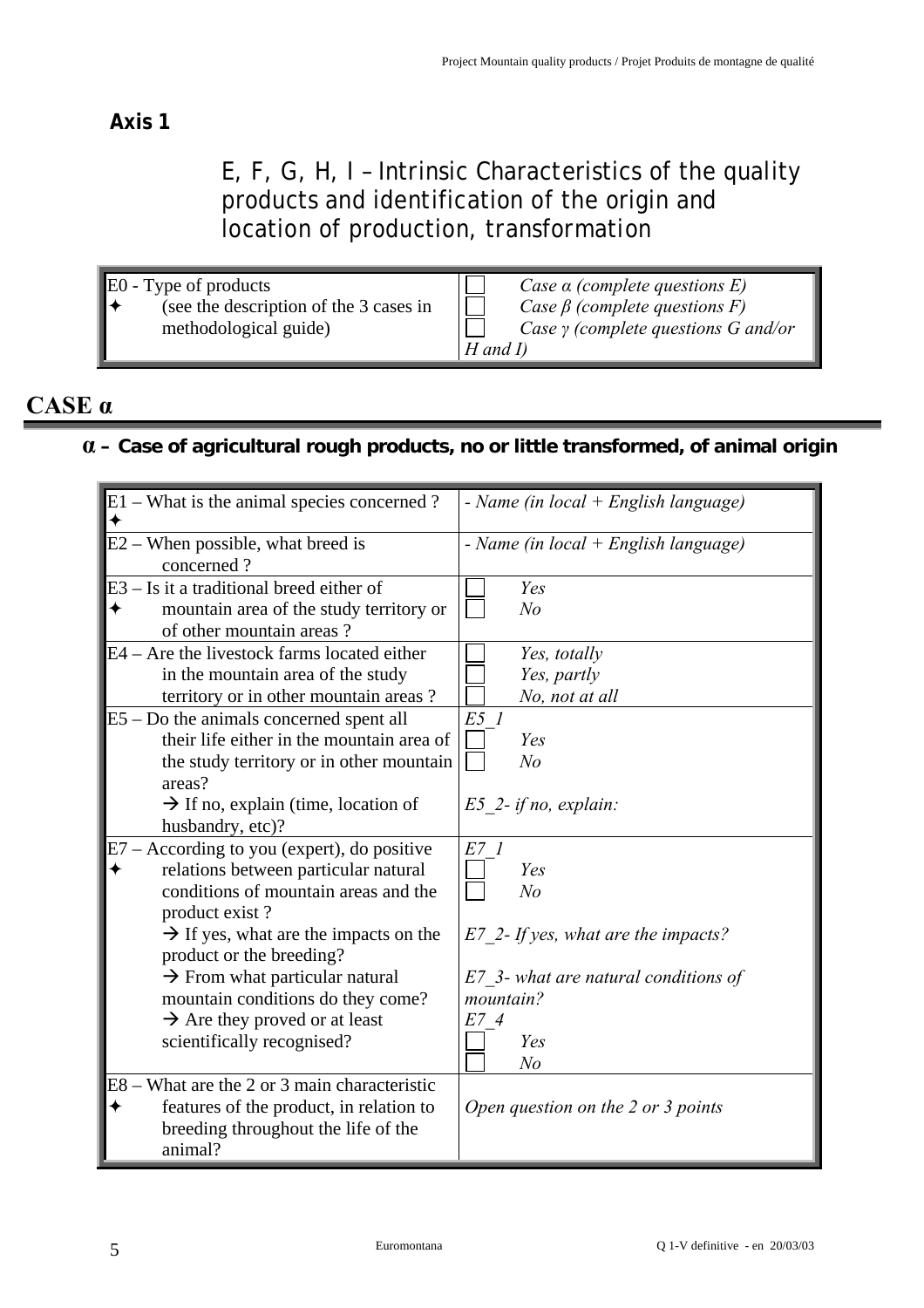**Axis 1**

## E, F, G, H, I – Intrinsic Characteristics of the quality products and identification of the origin and location of production, transformation

| E0 - Type of products ✦ (see the description of the 3 cases in methodological guide) | ☐ *Case α (complete questions E)*<br>☐ *Case β (complete questions F)*<br>☐ *Case γ (complete questions G and/or H and I)* |
|---|---|

# CASE α

## α – Case of agricultural rough products, no or little transformed, of animal origin

| | |
|---|---|
| E1 – What is the animal species concerned ? ✦ | *- Name (in local + English language)* |
| E2 – When possible, what breed is concerned ? | *- Name (in local + English language)* |
| E3 – Is it a traditional breed either of ✦ mountain area of the study territory or of other mountain areas ? | ☐ *Yes*<br>☐ *No* |
| E4 – Are the livestock farms located either in the mountain area of the study territory or in other mountain areas ? | ☐ *Yes, totally*<br>☐ *Yes, partly*<br>☐ *No, not at all* |
| E5 – Do the animals concerned spent all their life either in the mountain area of the study territory or in other mountain areas?<br>→ If no, explain (time, location of husbandry, etc)? | *E5_1*<br>☐ *Yes*<br>☐ *No*<br><br>*E5_2- if no, explain:* |
| E7 – According to you (expert), do positive ✦ relations between particular natural conditions of mountain areas and the product exist ?<br>→ If yes, what are the impacts on the product or the breeding?<br>→ From what particular natural mountain conditions do they come?<br>→ Are they proved or at least scientifically recognised? | *E7_1*<br>☐ *Yes*<br>☐ *No*<br><br>*E7_2- If yes, what are the impacts?*<br><br>*E7_3- what are natural conditions of mountain?*<br>*E7_4*<br>☐ *Yes*<br>☐ *No* |
| E8 – What are the 2 or 3 main characteristic ✦ features of the product, in relation to breeding throughout the life of the animal? | *Open question on the 2 or 3 points* |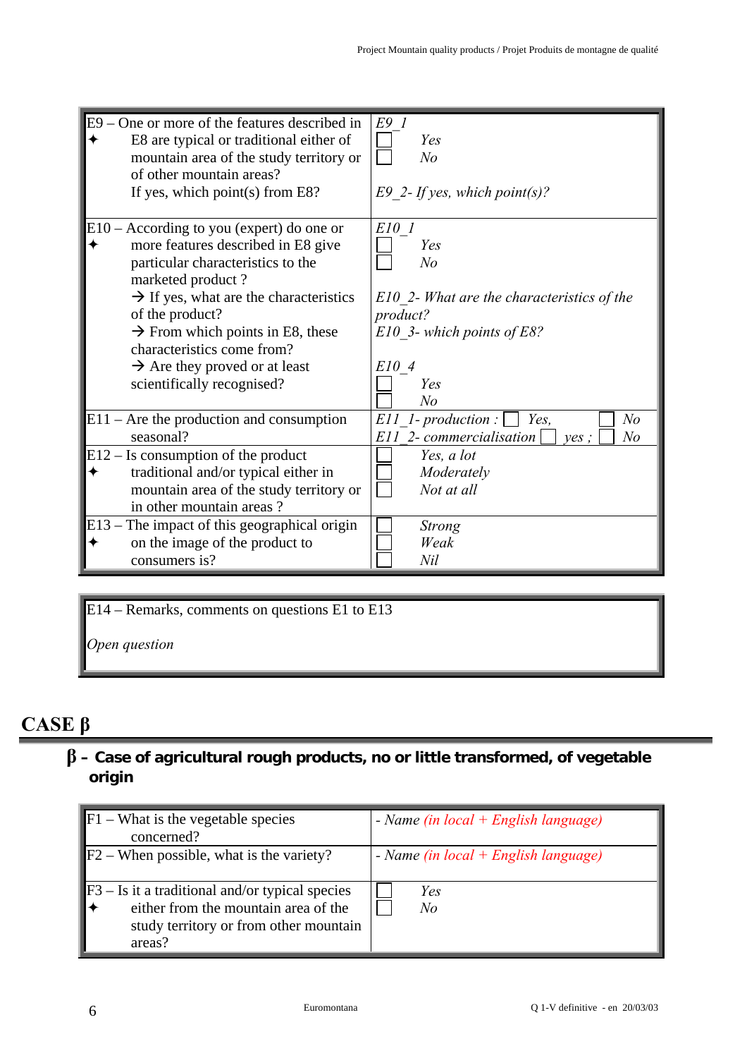| E9 – One or more of the features described in ✦ E8 are typical or traditional either of mountain area of the study territory or of other mountain areas? If yes, which point(s) from E8? | *E9_1* ☐ *Yes* ☐ *No* *E9_2- If yes, which point(s)?* |
|---|---|
| E10 – According to you (expert) do one or ✦ more features described in E8 give particular characteristics to the marketed product ? → If yes, what are the characteristics of the product? → From which points in E8, these characteristics come from? → Are they proved or at least scientifically recognised? | *E10_1* ☐ *Yes* ☐ *No* *E10_2- What are the characteristics of the product?* *E10_3- which points of E8?* *E10_4* ☐ *Yes* ☐ *No* |
| E11 – Are the production and consumption seasonal? | *E11_1- production :* ☐ *Yes,* ☐ *No* *E11_2- commercialisation* ☐ *yes ;* ☐ *No* |
| E12 – Is consumption of the product ✦ traditional and/or typical either in mountain area of the study territory or in other mountain areas ? | ☐ *Yes, a lot* ☐ *Moderately* ☐ *Not at all* |
| E13 – The impact of this geographical origin ✦ on the image of the product to consumers is? | ☐ *Strong* ☐ *Weak* ☐ *Nil* |

| E14 – Remarks, comments on questions E1 to E13 |
|---|
| *Open question* |

# CASE β

## β – Case of agricultural rough products, no or little transformed, of vegetable origin

| F1 – What is the vegetable species concerned? | - *Name (in local + English language)* |
|---|---|
| F2 – When possible, what is the variety? | - *Name (in local + English language)* |
| F3 – Is it a traditional and/or typical species ✦ either from the mountain area of the study territory or from other mountain areas? | ☐ *Yes* ☐ *No* |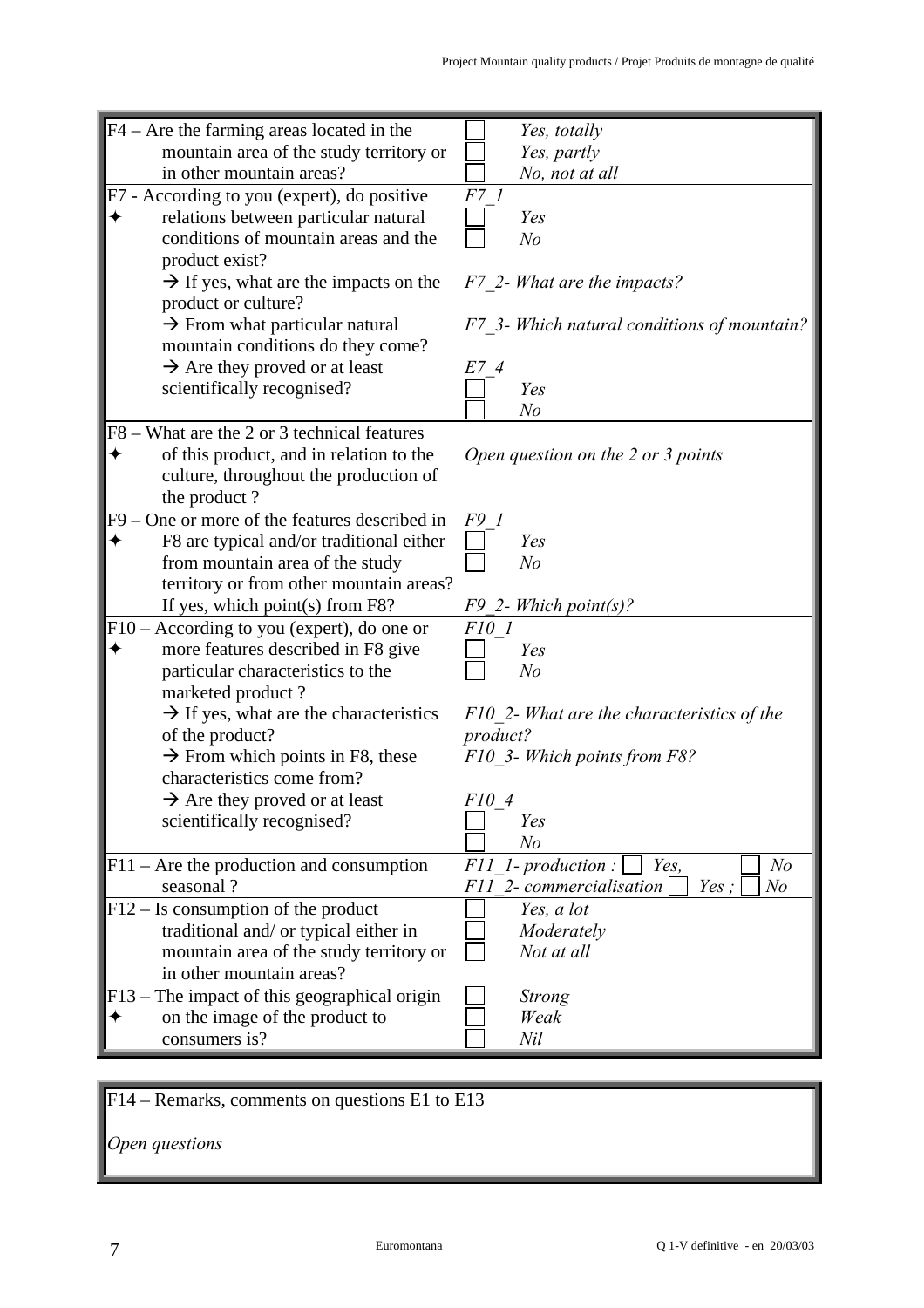| Question | Answer |
|---|---|
| F4 – Are the farming areas located in the mountain area of the study territory or in other mountain areas? | ☐ *Yes, totally*<br>☐ *Yes, partly*<br>☐ *No, not at all* |
| F7 - According to you (expert), do positive ✦ relations between particular natural conditions of mountain areas and the product exist?<br>→ If yes, what are the impacts on the product or culture?<br>→ From what particular natural mountain conditions do they come?<br>→ Are they proved or at least scientifically recognised? | *F7_1*<br>☐ *Yes*<br>☐ *No*<br><br>*F7_2- What are the impacts?*<br><br>*F7_3- Which natural conditions of mountain?*<br><br>*E7_4*<br>☐ *Yes*<br>☐ *No* |
| F8 – What are the 2 or 3 technical features ✦ of this product, and in relation to the culture, throughout the production of the product ? | *Open question on the 2 or 3 points* |
| F9 – One or more of the features described in ✦ F8 are typical and/or traditional either from mountain area of the study territory or from other mountain areas? If yes, which point(s) from F8? | *F9_1*<br>☐ *Yes*<br>☐ *No*<br><br>*F9_2- Which point(s)?* |
| F10 – According to you (expert), do one or ✦ more features described in F8 give particular characteristics to the marketed product ?<br>→ If yes, what are the characteristics of the product?<br>→ From which points in F8, these characteristics come from?<br>→ Are they proved or at least scientifically recognised? | *F10_1*<br>☐ *Yes*<br>☐ *No*<br><br>*F10_2- What are the characteristics of the product?*<br>*F10_3- Which points from F8?*<br><br>*F10_4*<br>☐ *Yes*<br>☐ *No* |
| F11 – Are the production and consumption seasonal ? | *F11_1- production :* ☐ *Yes,* ☐ *No*<br>*F11_2- commercialisation* ☐ *Yes ;* ☐ *No* |
| F12 – Is consumption of the product traditional and/ or typical either in mountain area of the study territory or in other mountain areas? | ☐ *Yes, a lot*<br>☐ *Moderately*<br>☐ *Not at all* |
| F13 – The impact of this geographical origin ✦ on the image of the product to consumers is? | ☐ *Strong*<br>☐ *Weak*<br>☐ *Nil* |

| F14 – Remarks, comments on questions E1 to E13 |
|---|
| *Open questions* |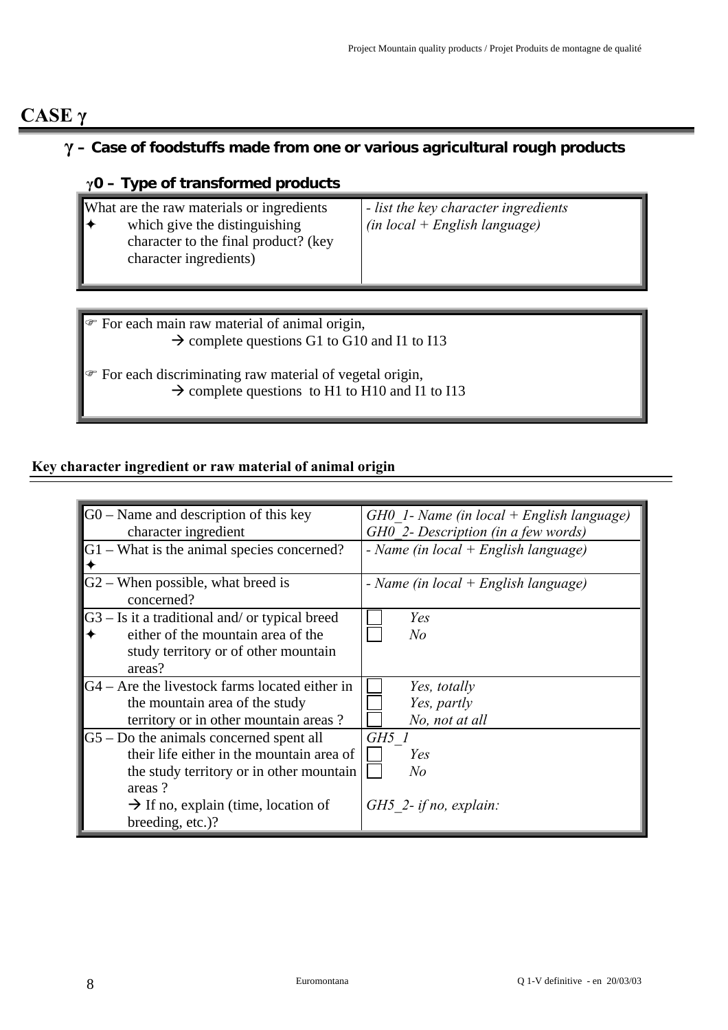# CASE γ

## γ – Case of foodstuffs made from one or various agricultural rough products

### γ0 – Type of transformed products

| | |
|---|---|
| What are the raw materials or ingredients ✦ which give the distinguishing character to the final product? (key character ingredients) | *- list the key character ingredients (in local + English language)* |

| |
|---|
| ☞ For each main raw material of animal origin, → complete questions G1 to G10 and I1 to I13 |
| ☞ For each discriminating raw material of vegetal origin, → complete questions to H1 to H10 and I1 to I13 |

**Key character ingredient or raw material of animal origin**

| | |
|---|---|
| G0 – Name and description of this key character ingredient | *GH0_1- Name (in local + English language)* <br> *GH0_2- Description (in a few words)* |
| G1 – What is the animal species concerned? ✦ | *- Name (in local + English language)* |
| G2 – When possible, what breed is concerned? | *- Name (in local + English language)* |
| G3 – Is it a traditional and/ or typical breed ✦ either of the mountain area of the study territory or of other mountain areas? | ☐ *Yes* <br> ☐ *No* |
| G4 – Are the livestock farms located either in the mountain area of the study territory or in other mountain areas ? | ☐ *Yes, totally* <br> ☐ *Yes, partly* <br> ☐ *No, not at all* |
| G5 – Do the animals concerned spent all their life either in the mountain area of the study territory or in other mountain areas ? <br> → If no, explain (time, location of breeding, etc.)? | *GH5_1* <br> ☐ *Yes* <br> ☐ *No* <br><br> *GH5_2- if no, explain:* |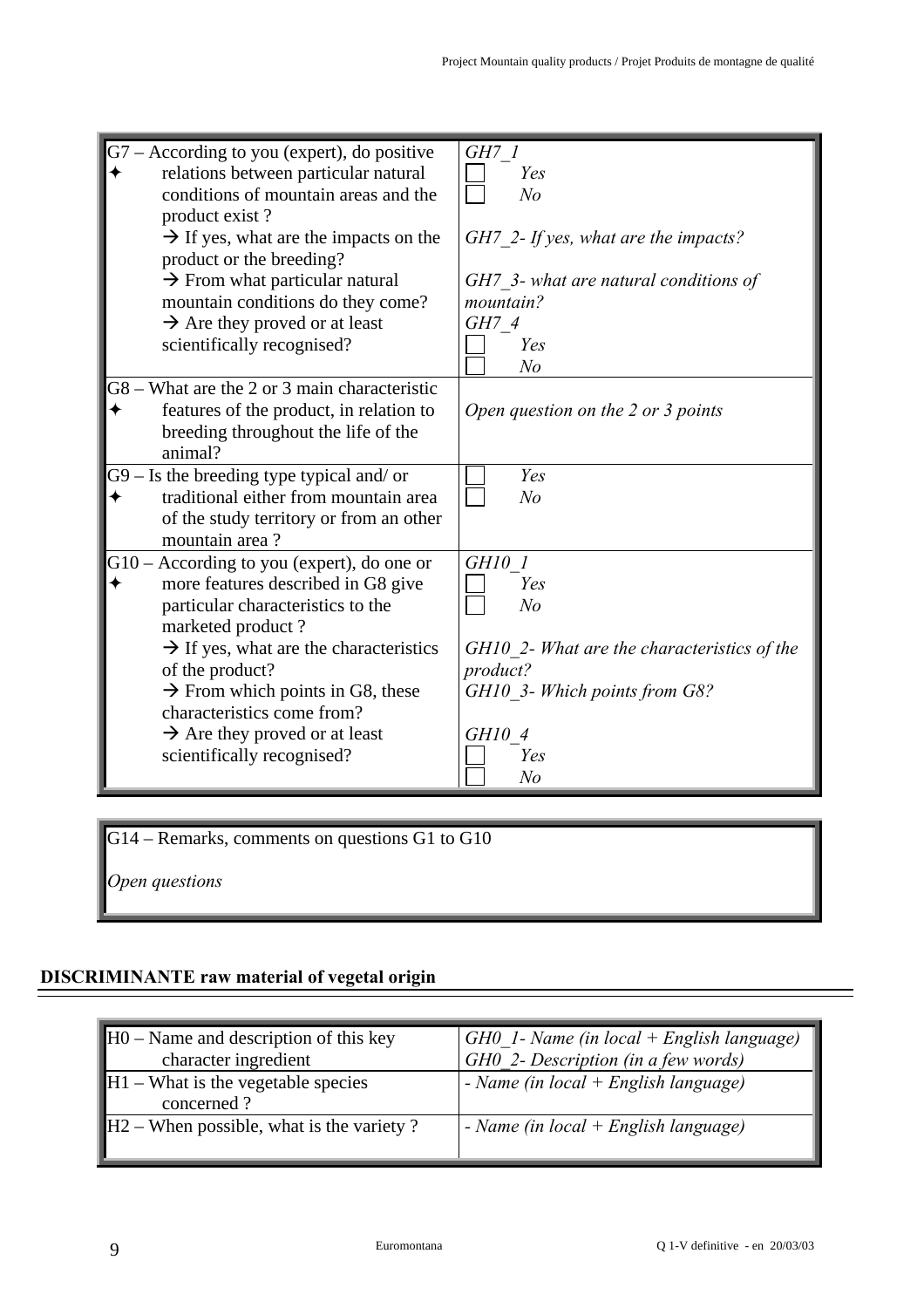| | |
|---|---|
| G7 – According to you (expert), do positive ✦ relations between particular natural conditions of mountain areas and the product exist ?<br>→ If yes, what are the impacts on the product or the breeding?<br>→ From what particular natural mountain conditions do they come?<br>→ Are they proved or at least scientifically recognised? | *GH7_1*<br>☐ *Yes*<br>☐ *No*<br><br>*GH7_2- If yes, what are the impacts?*<br><br>*GH7_3- what are natural conditions of mountain?*<br>*GH7_4*<br>☐ *Yes*<br>☐ *No* |
| G8 – What are the 2 or 3 main characteristic ✦ features of the product, in relation to breeding throughout the life of the animal? | *Open question on the 2 or 3 points* |
| G9 – Is the breeding type typical and/ or ✦ traditional either from mountain area of the study territory or from an other mountain area ? | ☐ *Yes*<br>☐ *No* |
| G10 – According to you (expert), do one or ✦ more features described in G8 give particular characteristics to the marketed product ?<br>→ If yes, what are the characteristics of the product?<br>→ From which points in G8, these characteristics come from?<br>→ Are they proved or at least scientifically recognised? | *GH10_1*<br>☐ *Yes*<br>☐ *No*<br><br>*GH10_2- What are the characteristics of the product?*<br>*GH10_3- Which points from G8?*<br><br>*GH10_4*<br>☐ *Yes*<br>☐ *No* |

| |
|---|
| G14 – Remarks, comments on questions G1 to G10<br><br>*Open questions* |

## DISCRIMINANTE raw material of vegetal origin

| | |
|---|---|
| H0 – Name and description of this key character ingredient | *GH0_1- Name (in local + English language)*<br>*GH0_2- Description (in a few words)* |
| H1 – What is the vegetable species concerned ? | *- Name (in local + English language)* |
| H2 – When possible, what is the variety ? | *- Name (in local + English language)* |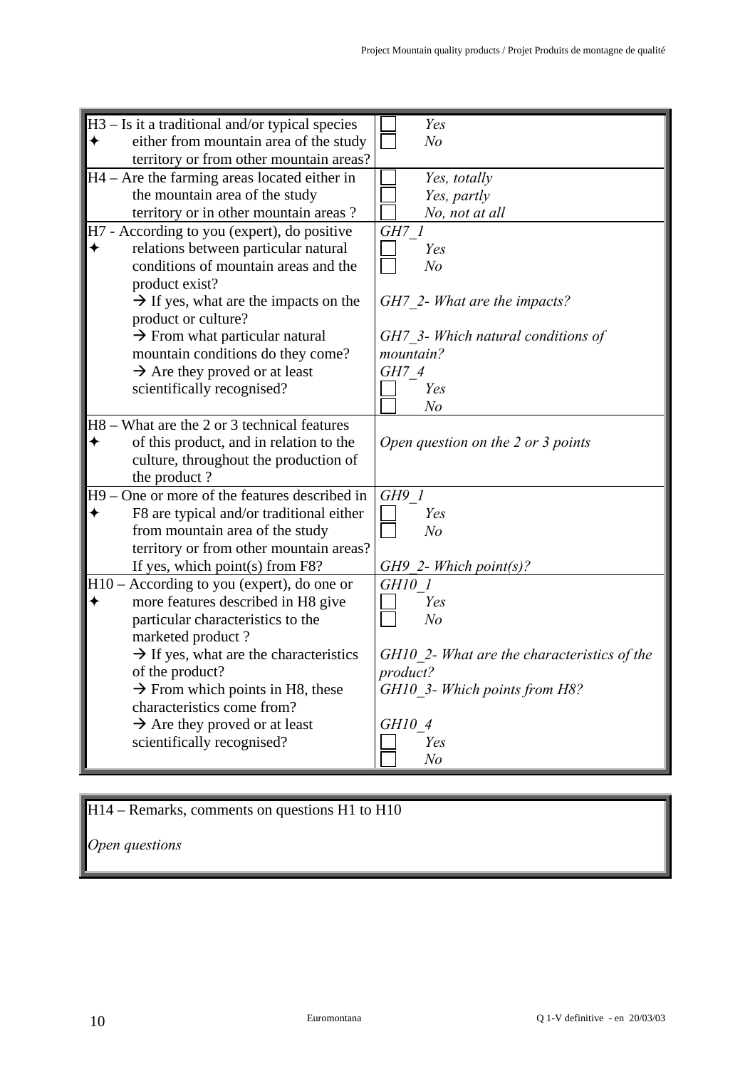| | |
|---|---|
| H3 – Is it a traditional and/or typical species ✦ either from mountain area of the study territory or from other mountain areas? | ☐ *Yes*<br>☐ *No* |
| H4 – Are the farming areas located either in the mountain area of the study territory or in other mountain areas ? | ☐ *Yes, totally*<br>☐ *Yes, partly*<br>☐ *No, not at all* |
| H7 - According to you (expert), do positive ✦ relations between particular natural conditions of mountain areas and the product exist?<br>→ If yes, what are the impacts on the product or culture?<br>→ From what particular natural mountain conditions do they come?<br>→ Are they proved or at least scientifically recognised? | *GH7_1*<br>☐ *Yes*<br>☐ *No*<br><br>*GH7_2- What are the impacts?*<br><br>*GH7_3- Which natural conditions of mountain?*<br>*GH7_4*<br>☐ *Yes*<br>☐ *No* |
| H8 – What are the 2 or 3 technical features ✦ of this product, and in relation to the culture, throughout the production of the product ? | *Open question on the 2 or 3 points* |
| H9 – One or more of the features described in ✦ F8 are typical and/or traditional either from mountain area of the study territory or from other mountain areas? If yes, which point(s) from F8? | *GH9_1*<br>☐ *Yes*<br>☐ *No*<br><br>*GH9_2- Which point(s)?* |
| H10 – According to you (expert), do one or ✦ more features described in H8 give particular characteristics to the marketed product ?<br>→ If yes, what are the characteristics of the product?<br>→ From which points in H8, these characteristics come from?<br>→ Are they proved or at least scientifically recognised? | *GH10_1*<br>☐ *Yes*<br>☐ *No*<br><br>*GH10_2- What are the characteristics of the product?*<br>*GH10_3- Which points from H8?*<br><br>*GH10_4*<br>☐ *Yes*<br>☐ *No* |

H14 – Remarks, comments on questions H1 to H10

*Open questions*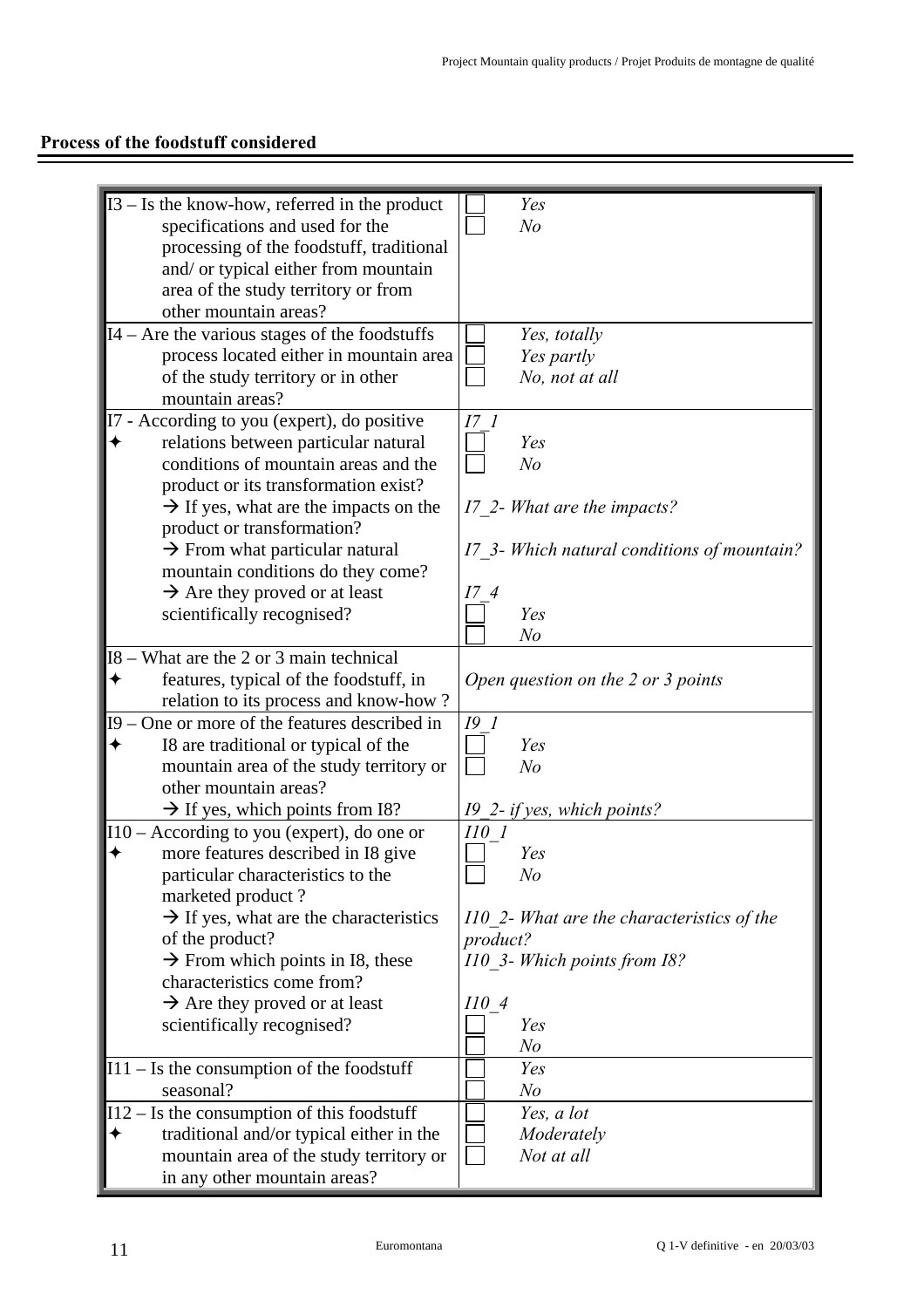**Process of the foodstuff considered**

| Question | Answer |
|---|---|
| I3 – Is the know-how, referred in the product specifications and used for the processing of the foodstuff, traditional and/ or typical either from mountain area of the study territory or from other mountain areas? | ☐ *Yes*<br>☐ *No* |
| I4 – Are the various stages of the foodstuffs process located either in mountain area of the study territory or in other mountain areas? | ☐ *Yes, totally*<br>☐ *Yes partly*<br>☐ *No, not at all* |
| I7 - According to you (expert), do positive ✦ relations between particular natural conditions of mountain areas and the product or its transformation exist?<br>→ If yes, what are the impacts on the product or transformation?<br>→ From what particular natural mountain conditions do they come?<br>→ Are they proved or at least scientifically recognised? | *I7_1*<br>☐ *Yes*<br>☐ *No*<br>*I7_2- What are the impacts?*<br>*I7_3- Which natural conditions of mountain?*<br>*I7_4*<br>☐ *Yes*<br>☐ *No* |
| I8 – What are the 2 or 3 main technical ✦ features, typical of the foodstuff, in relation to its process and know-how ? | *Open question on the 2 or 3 points* |
| I9 – One or more of the features described in ✦ I8 are traditional or typical of the mountain area of the study territory or other mountain areas?<br>→ If yes, which points from I8? | *I9_1*<br>☐ *Yes*<br>☐ *No*<br>*I9_2- if yes, which points?* |
| I10 – According to you (expert), do one or ✦ more features described in I8 give particular characteristics to the marketed product ?<br>→ If yes, what are the characteristics of the product?<br>→ From which points in I8, these characteristics come from?<br>→ Are they proved or at least scientifically recognised? | *I10_1*<br>☐ *Yes*<br>☐ *No*<br>*I10_2- What are the characteristics of the product?*<br>*I10_3- Which points from I8?*<br>*I10_4*<br>☐ *Yes*<br>☐ *No* |
| I11 – Is the consumption of the foodstuff seasonal? | ☐ *Yes*<br>☐ *No* |
| I12 – Is the consumption of this foodstuff ✦ traditional and/or typical either in the mountain area of the study territory or in any other mountain areas? | ☐ *Yes, a lot*<br>☐ *Moderately*<br>☐ *Not at all* |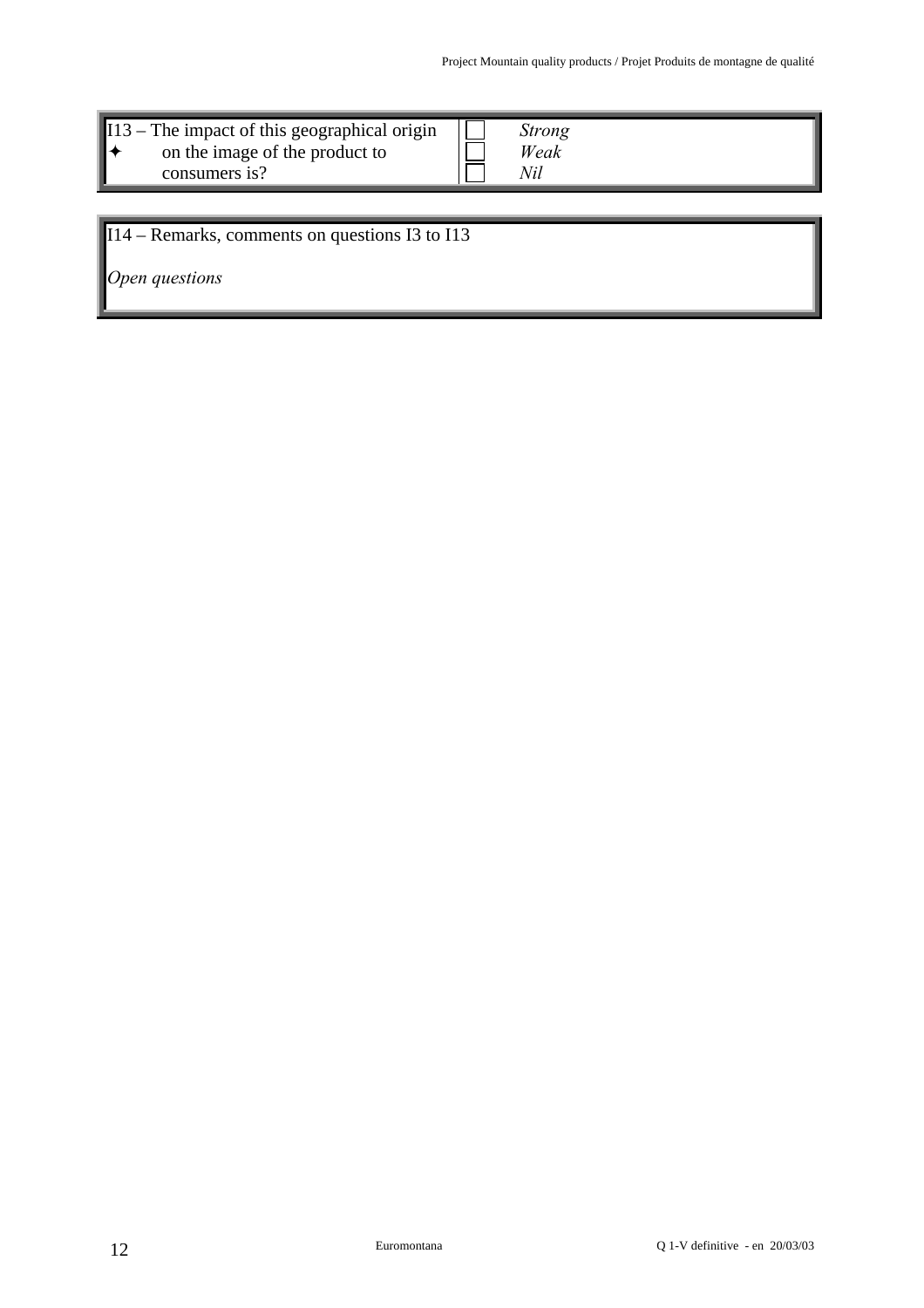| I13 – The impact of this geographical origin ✦ on the image of the product to consumers is? | ☐ *Strong* ☐ *Weak* ☐ *Nil* |
|---|---|

| I14 – Remarks, comments on questions I3 to I13 |
|---|
| *Open questions* |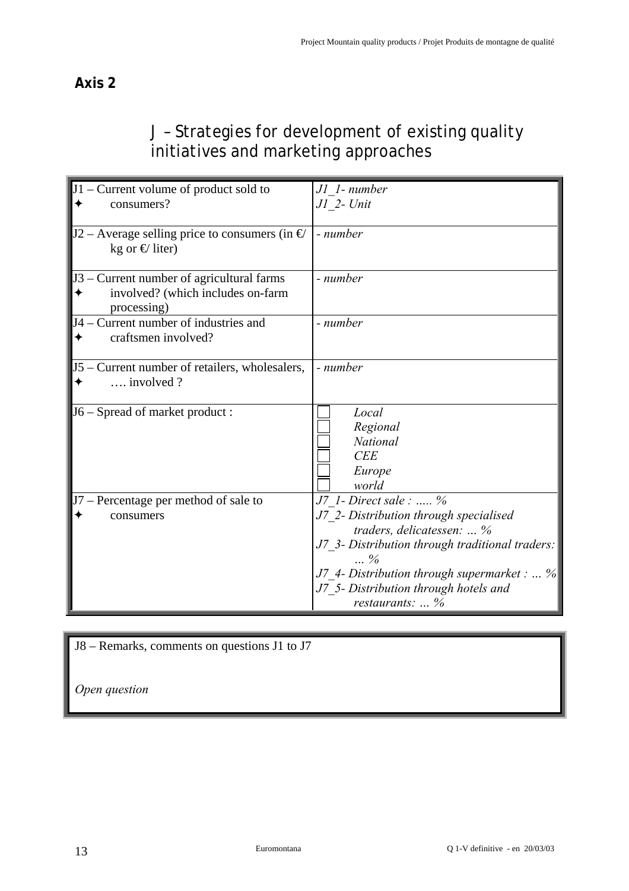## Axis 2

# J – Strategies for development of existing quality initiatives and marketing approaches

| | |
|---|---|
| J1 – Current volume of product sold to ✦ consumers? | *J1_1- number*<br>*J1_2- Unit* |
| J2 – Average selling price to consumers (in €/ kg or €/ liter) | *- number* |
| J3 – Current number of agricultural farms ✦ involved? (which includes on-farm processing) | *- number* |
| J4 – Current number of industries and ✦ craftsmen involved? | *- number* |
| J5 – Current number of retailers, wholesalers, ✦ …. involved ? | *- number* |
| J6 – Spread of market product : | ☐ *Local*<br>☐ *Regional*<br>☐ *National*<br>☐ *CEE*<br>☐ *Europe*<br>☐ *world* |
| J7 – Percentage per method of sale to ✦ consumers | *J7_1- Direct sale : ….. %*<br>*J7_2- Distribution through specialised traders, delicatessen: … %*<br>*J7_3- Distribution through traditional traders: … %*<br>*J7_4- Distribution through supermarket : … %*<br>*J7_5- Distribution through hotels and restaurants: … %* |

| |
|---|
| J8 – Remarks, comments on questions J1 to J7<br><br>*Open question* |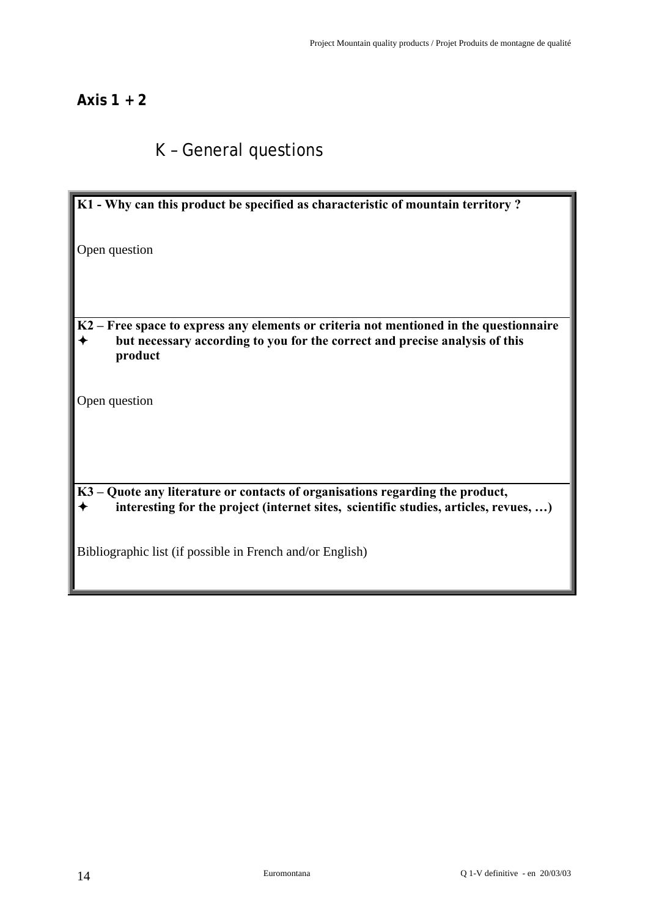**Axis 1 + 2**

## K – General questions

**K1 - Why can this product be specified as characteristic of mountain territory ?**

Open question

**K2 – Free space to express any elements or criteria not mentioned in the questionnaire**
**✦ but necessary according to you for the correct and precise analysis of this product**

Open question

**K3 – Quote any literature or contacts of organisations regarding the product,**
**✦ interesting for the project (internet sites, scientific studies, articles, revues, …)**

Bibliographic list (if possible in French and/or English)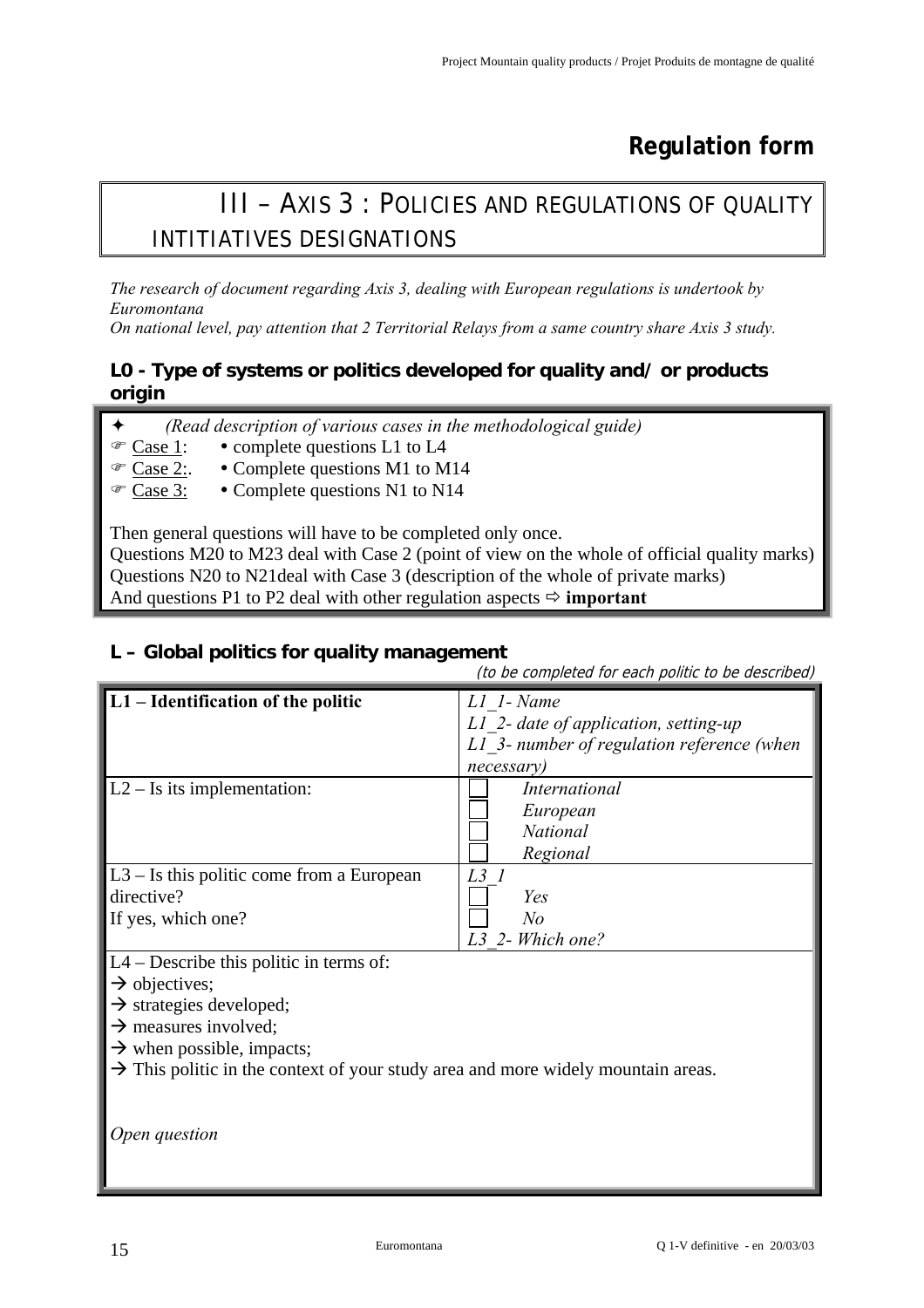# Regulation form

## III – AXIS 3 : POLICIES AND REGULATIONS OF QUALITY INTITIATIVES DESIGNATIONS

*The research of document regarding Axis 3, dealing with European regulations is undertook by Euromontana*
*On national level, pay attention that 2 Territorial Relays from a same country share Axis 3 study.*

### L0 - Type of systems or politics developed for quality and/ or products origin

✦ *(Read description of various cases in the methodological guide)*

☞ Case 1: • complete questions L1 to L4
☞ Case 2:. • Complete questions M1 to M14
☞ Case 3: • Complete questions N1 to N14

Then general questions will have to be completed only once.
Questions M20 to M23 deal with Case 2 (point of view on the whole of official quality marks)
Questions N20 to N21deal with Case 3 (description of the whole of private marks)
And questions P1 to P2 deal with other regulation aspects ⇨ **important**

### L – Global politics for quality management

*(to be completed for each politic to be described)*

| | |
|---|---|
| **L1 – Identification of the politic** | *L1_1- Name*<br>*L1_2- date of application, setting-up*<br>*L1_3- number of regulation reference (when necessary)* |
| L2 – Is its implementation: | ☐ *International*<br>☐ *European*<br>☐ *National*<br>☐ *Regional* |
| L3 – Is this politic come from a European directive?<br>If yes, which one? | *L3_1*<br>☐ *Yes*<br>☐ *No*<br>*L3_2- Which one?* |
| L4 – Describe this politic in terms of:<br>→ objectives;<br>→ strategies developed;<br>→ measures involved;<br>→ when possible, impacts;<br>→ This politic in the context of your study area and more widely mountain areas.<br><br>*Open question* | |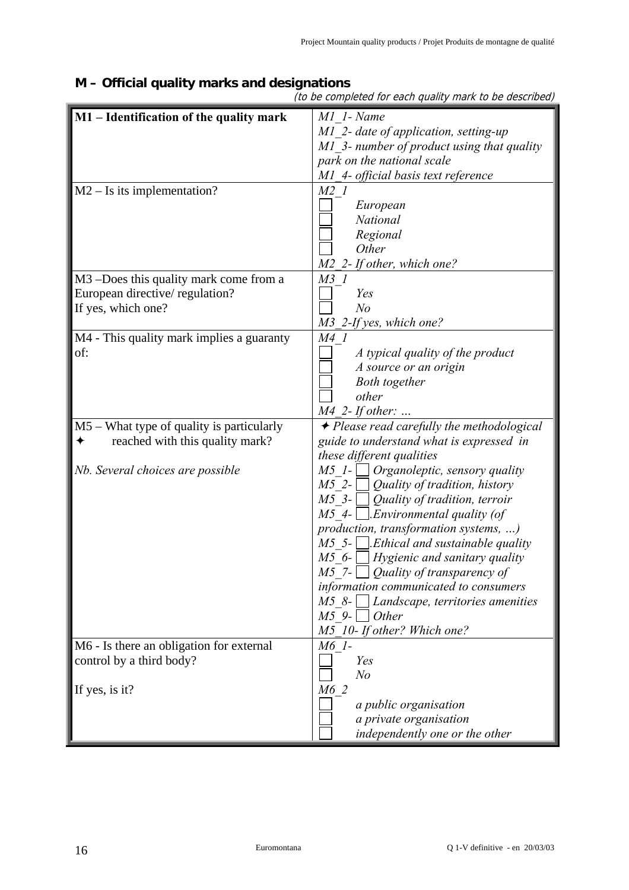## M – Official quality marks and designations

*(to be completed for each quality mark to be described)*

| | |
|---|---|
| **M1 – Identification of the quality mark** | *M1_1- Name*<br>*M1_2- date of application, setting-up*<br>*M1_3- number of product using that quality park on the national scale*<br>*M1_4- official basis text reference* |
| M2 – Is its implementation? | *M2_1*<br>☐ *European*<br>☐ *National*<br>☐ *Regional*<br>☐ *Other*<br>*M2_2- If other, which one?* |
| M3 –Does this quality mark come from a European directive/ regulation?<br>If yes, which one? | *M3_1*<br>☐ *Yes*<br>☐ *No*<br>*M3_2-If yes, which one?* |
| M4 - This quality mark implies a guaranty of: | *M4_1*<br>☐ *A typical quality of the product*<br>☐ *A source or an origin*<br>☐ *Both together*<br>☐ *other*<br>*M4_2- If other: …* |
| M5 – What type of quality is particularly ✦ reached with this quality mark?<br><br>*Nb. Several choices are possible* | ✦ *Please read carefully the methodological guide to understand what is expressed in these different qualities*<br>*M5_1-* ☐ *Organoleptic, sensory quality*<br>*M5_2-* ☐ *Quality of tradition, history*<br>*M5_3-* ☐ *Quality of tradition, terroir*<br>*M5_4-* ☐*.Environmental quality (of production, transformation systems, …)*<br>*M5_5-* ☐*.Ethical and sustainable quality*<br>*M5_6-* ☐ *Hygienic and sanitary quality*<br>*M5_7-* ☐ *Quality of transparency of information communicated to consumers*<br>*M5_8-* ☐ *Landscape, territories amenities*<br>*M5_9-* ☐ *Other*<br>*M5_10- If other? Which one?* |
| M6 - Is there an obligation for external control by a third body?<br><br>If yes, is it? | *M6_1-*<br>☐ *Yes*<br>☐ *No*<br>*M6_2*<br>☐ *a public organisation*<br>☐ *a private organisation*<br>☐ *independently one or the other* |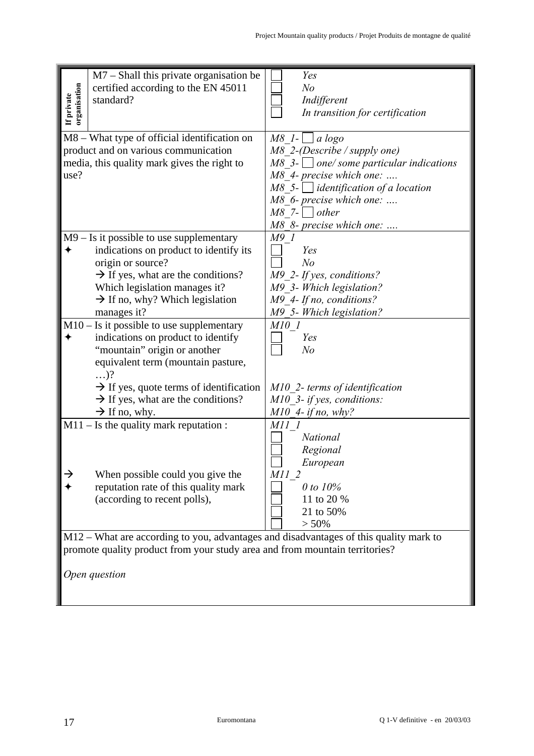| | | |
|---|---|---|
| If private organisation | M7 – Shall this private organisation be certified according to the EN 45011 standard? | ☐ *Yes*<br>☐ *No*<br>☐ *Indifferent*<br>☐ *In transition for certification* |
| M8 – What type of official identification on product and on various communication media, this quality mark gives the right to use? | | *M8_1-* ☐ *a logo*<br>*M8_2-(Describe / supply one)*<br>*M8_3-* ☐ *one/ some particular indications*<br>*M8_4- precise which one: ….*<br>*M8_5-* ☐ *identification of a location*<br>*M8_6- precise which one: ….*<br>*M8_7-* ☐ *other*<br>*M8_8- precise which one: ….* |
| M9 – Is it possible to use supplementary<br>✦ indications on product to identify its origin or source?<br>→ If yes, what are the conditions? Which legislation manages it?<br>→ If no, why? Which legislation manages it? | | *M9_1*<br>☐ *Yes*<br>☐ *No*<br>*M9_2- If yes, conditions?*<br>*M9_3- Which legislation?*<br>*M9_4- If no, conditions?*<br>*M9_5- Which legislation?* |
| M10 – Is it possible to use supplementary<br>✦ indications on product to identify "mountain" origin or another equivalent term (mountain pasture, …)?<br>→ If yes, quote terms of identification<br>→ If yes, what are the conditions?<br>→ If no, why. | | *M10_1*<br>☐ *Yes*<br>☐ *No*<br><br>*M10_2- terms of identification*<br>*M10_3- if yes, conditions:*<br>*M10_4- if no, why?* |
| M11 – Is the quality mark reputation :<br><br>→ ✦ When possible could you give the reputation rate of this quality mark (according to recent polls), | | *M11_1*<br>☐ *National*<br>☐ *Regional*<br>☐ *European*<br>*M11_2*<br>☐ *0 to 10%*<br>☐ 11 to 20 %<br>☐ 21 to 50%<br>☐ > 50% |
| M12 – What are according to you, advantages and disadvantages of this quality mark to promote quality product from your study area and from mountain territories?<br><br>*Open question* | | |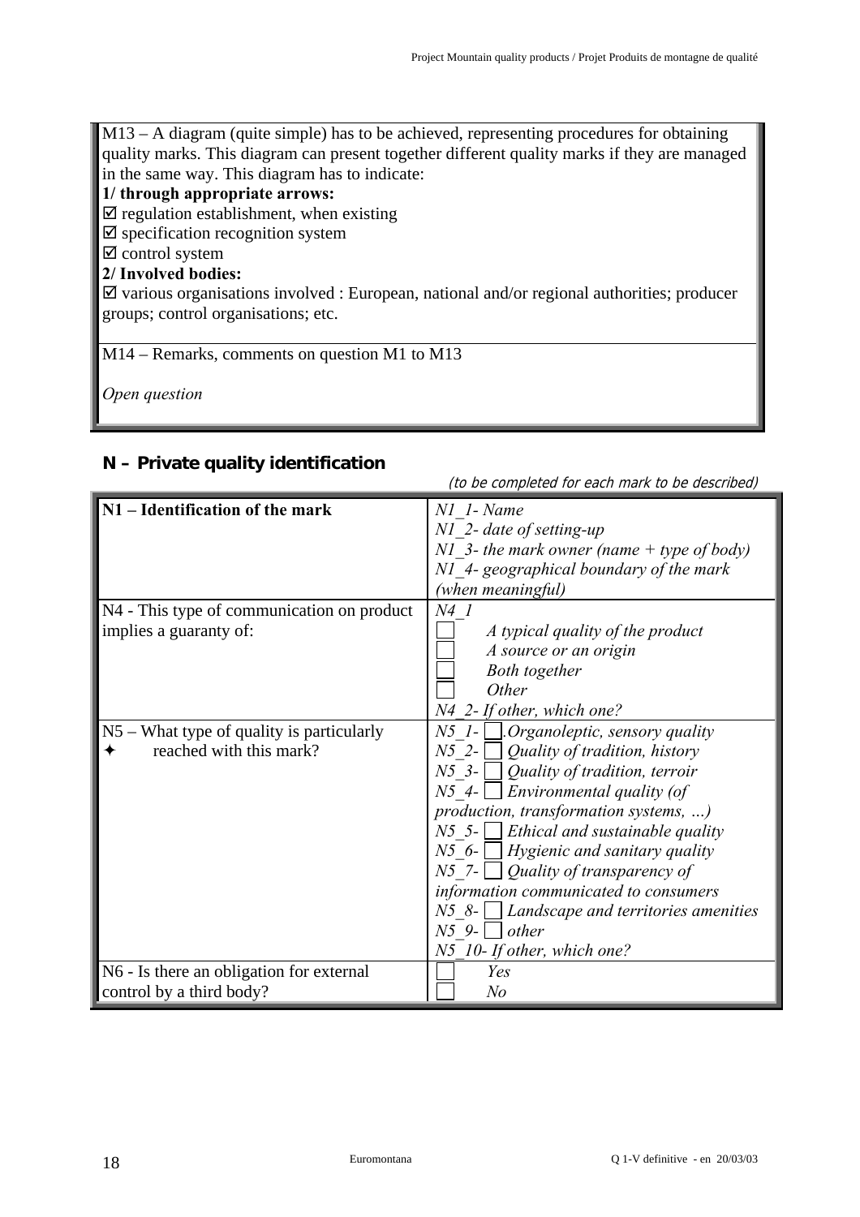M13 – A diagram (quite simple) has to be achieved, representing procedures for obtaining quality marks. This diagram can present together different quality marks if they are managed in the same way. This diagram has to indicate:

**1/ through appropriate arrows:**

☑ regulation establishment, when existing

☑ specification recognition system

☑ control system

**2/ Involved bodies:**

☑ various organisations involved : European, national and/or regional authorities; producer groups; control organisations; etc.

M14 – Remarks, comments on question M1 to M13

*Open question*

## N – Private quality identification

*(to be completed for each mark to be described)*

| | |
|---|---|
| **N1 – Identification of the mark** | *N1_1- Name*<br>*N1_2- date of setting-up*<br>*N1_3- the mark owner (name + type of body)*<br>*N1_4- geographical boundary of the mark (when meaningful)* |
| N4 - This type of communication on product implies a guaranty of: | *N4_1*<br>☐ *A typical quality of the product*<br>☐ *A source or an origin*<br>☐ *Both together*<br>☐ *Other*<br>*N4_2- If other, which one?* |
| N5 – What type of quality is particularly ✦ reached with this mark? | *N5_1-* ☐ *Organoleptic, sensory quality*<br>*N5_2-* ☐ *Quality of tradition, history*<br>*N5_3-* ☐ *Quality of tradition, terroir*<br>*N5_4-* ☐ *Environmental quality (of production, transformation systems, …)*<br>*N5_5-* ☐ *Ethical and sustainable quality*<br>*N5_6-* ☐ *Hygienic and sanitary quality*<br>*N5_7-* ☐ *Quality of transparency of information communicated to consumers*<br>*N5_8-* ☐ *Landscape and territories amenities*<br>*N5_9-* ☐ *other*<br>*N5_10- If other, which one?* |
| N6 - Is there an obligation for external control by a third body? | ☐ *Yes*<br>☐ *No* |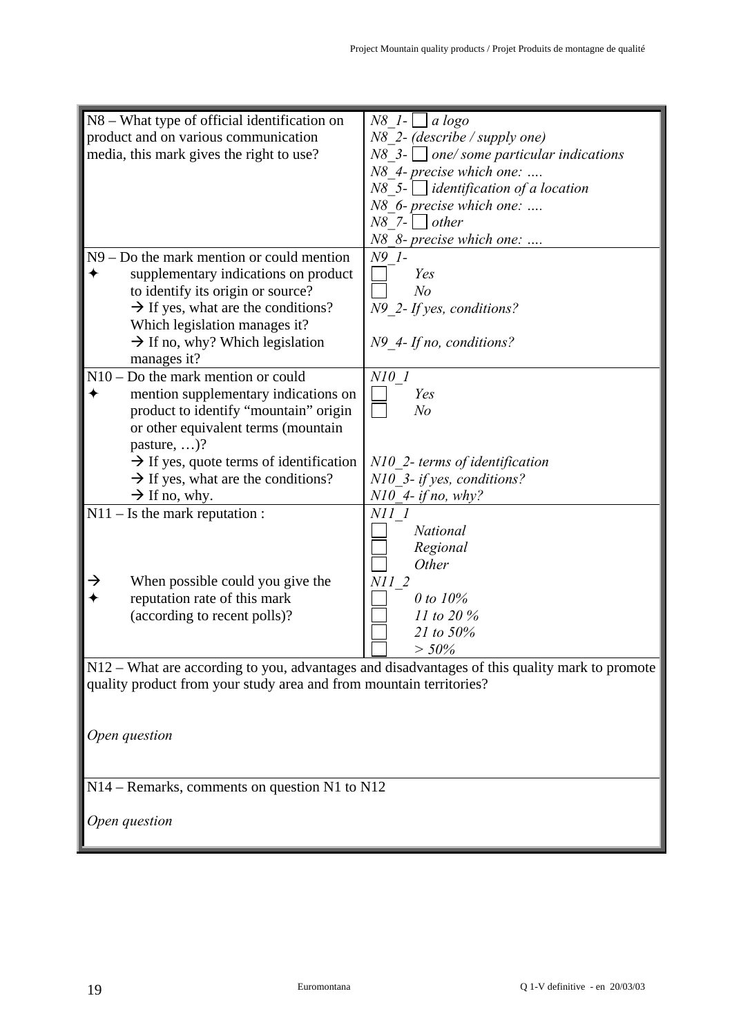| | |
|---|---|
| N8 – What type of official identification on product and on various communication media, this mark gives the right to use? | *N8_1-* ☐ *a logo*<br>*N8_2- (describe / supply one)*<br>*N8_3-* ☐ *one/ some particular indications*<br>*N8_4- precise which one: ….*<br>*N8_5-* ☐ *identification of a location*<br>*N8_6- precise which one: ….*<br>*N8_7-* ☐ *other*<br>*N8_8- precise which one: ….* |
| N9 – Do the mark mention or could mention ✦ supplementary indications on product to identify its origin or source?<br>→ If yes, what are the conditions? Which legislation manages it?<br>→ If no, why? Which legislation manages it? | *N9_1-*<br>☐ *Yes*<br>☐ *No*<br>*N9_2- If yes, conditions?*<br><br>*N9_4- If no, conditions?* |
| N10 – Do the mark mention or could ✦ mention supplementary indications on product to identify "mountain" origin or other equivalent terms (mountain pasture, …)?<br>→ If yes, quote terms of identification<br>→ If yes, what are the conditions?<br>→ If no, why. | *N10_1*<br>☐ *Yes*<br>☐ *No*<br><br>*N10_2- terms of identification*<br>*N10_3- if yes, conditions?*<br>*N10_4- if no, why?* |
| N11 – Is the mark reputation :<br><br>→ ✦ When possible could you give the reputation rate of this mark (according to recent polls)? | *N11_1*<br>☐ *National*<br>☐ *Regional*<br>☐ *Other*<br>*N11_2*<br>☐ *0 to 10%*<br>☐ *11 to 20 %*<br>☐ *21 to 50%*<br>☐ *> 50%* |
| N12 – What are according to you, advantages and disadvantages of this quality mark to promote quality product from your study area and from mountain territories?<br><br>*Open question* | |
| N14 – Remarks, comments on question N1 to N12<br><br>*Open question* | |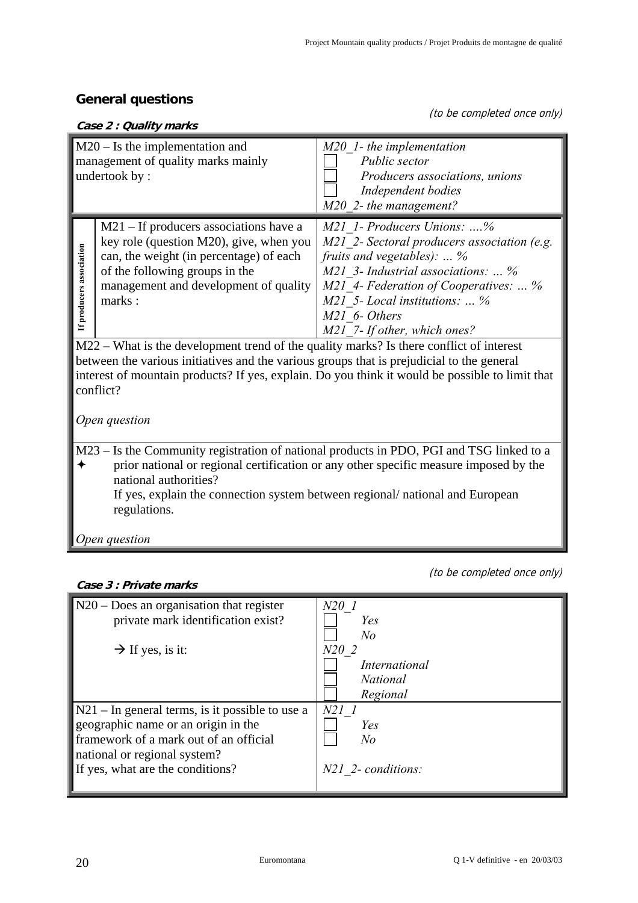## General questions

(to be completed once only)

**Case 2 : Quality marks**

| | | |
|---|---|---|
| M20 – Is the implementation and management of quality marks mainly undertook by : | | *M20_1- the implementation*<br>☐ *Public sector*<br>☐ *Producers associations, unions*<br>☐ *Independent bodies*<br>*M20_2- the management?* |
| If producers association | M21 – If producers associations have a key role (question M20), give, when you can, the weight (in percentage) of each of the following groups in the management and development of quality marks : | *M21_1- Producers Unions: ….%*<br>*M21_2- Sectoral producers association (e.g. fruits and vegetables): … %*<br>*M21_3- Industrial associations: … %*<br>*M21_4- Federation of Cooperatives: … %*<br>*M21_5- Local institutions: … %*<br>*M21_6- Others*<br>*M21_7- If other, which ones?* |
| M22 – What is the development trend of the quality marks? Is there conflict of interest between the various initiatives and the various groups that is prejudicial to the general interest of mountain products? If yes, explain. Do you think it would be possible to limit that conflict?<br><br>*Open question* | | |
| M23 – Is the Community registration of national products in PDO, PGI and TSG linked to a ✦ prior national or regional certification or any other specific measure imposed by the national authorities?<br>If yes, explain the connection system between regional/ national and European regulations.<br><br>*Open question* | | |

(to be completed once only)

**Case 3 : Private marks**

| | |
|---|---|
| N20 – Does an organisation that register private mark identification exist?<br><br>→ If yes, is it: | *N20_1*<br>☐ *Yes*<br>☐ *No*<br>*N20_2*<br>☐ *International*<br>☐ *National*<br>☐ *Regional* |
| N21 – In general terms, is it possible to use a geographic name or an origin in the framework of a mark out of an official national or regional system?<br>If yes, what are the conditions? | *N21_1*<br>☐ *Yes*<br>☐ *No*<br><br>*N21_2- conditions:* |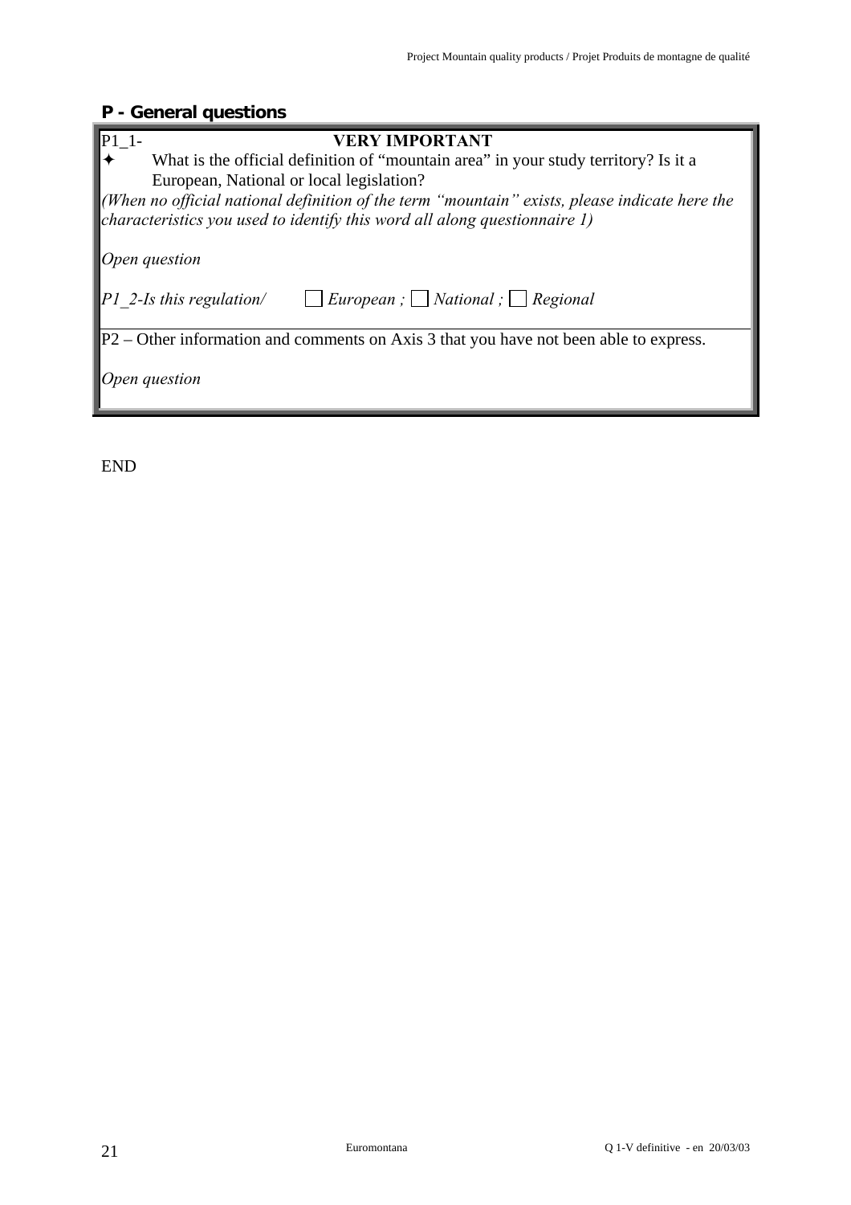## P - General questions

P1_1- **VERY IMPORTANT**

✦ What is the official definition of "mountain area" in your study territory? Is it a European, National or local legislation?

*(When no official national definition of the term "mountain" exists, please indicate here the characteristics you used to identify this word all along questionnaire 1)*

*Open question*

*P1_2-Is this regulation/* ☐ *European ;* ☐ *National ;* ☐ *Regional*

P2 – Other information and comments on Axis 3 that you have not been able to express.

*Open question*

END